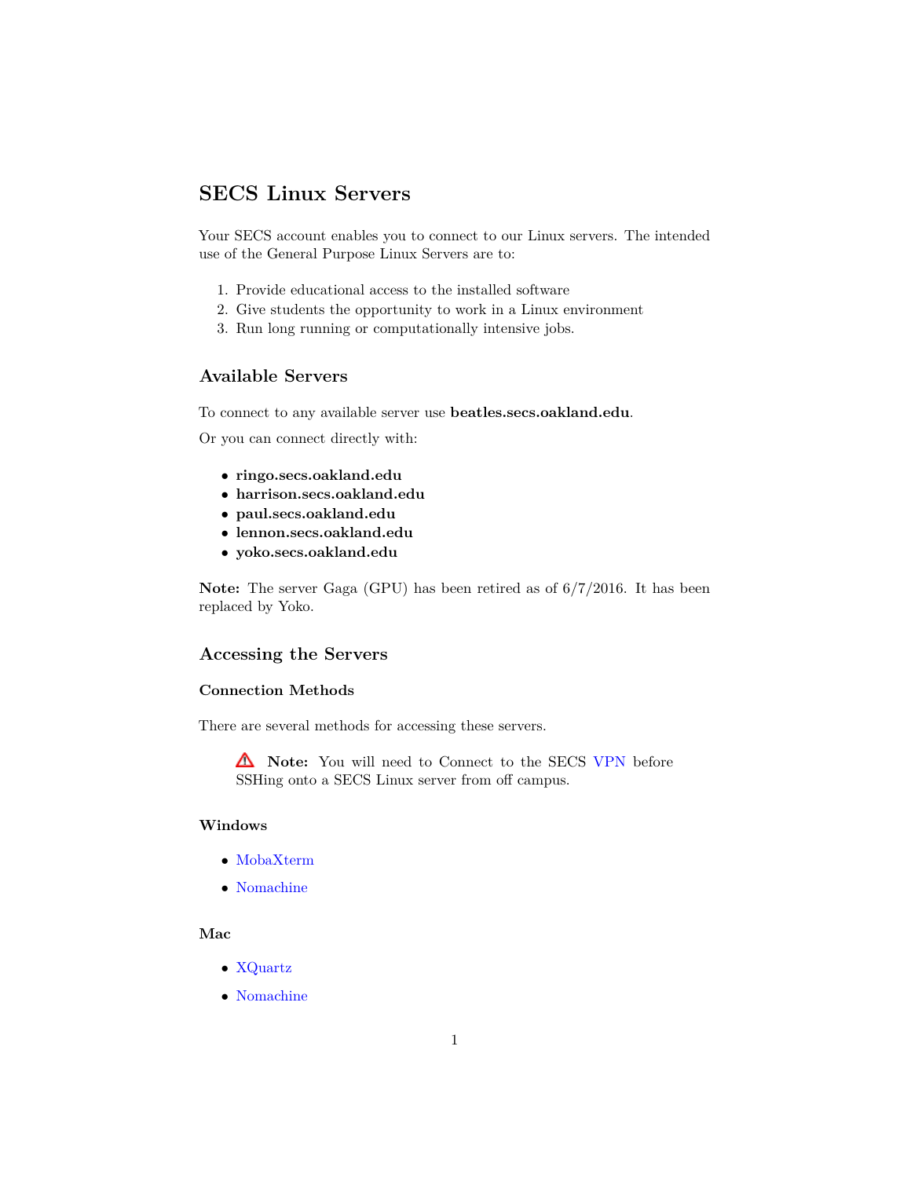# SECS Linux Servers

Your SECS account enables you to connect to our Linux servers. The intended use of the General Purpose Linux Servers are to:

1. Provide educational access to the installed software
2. Give students the opportunity to work in a Linux environment
3. Run long running or computationally intensive jobs.

## Available Servers

To connect to any available server use **beatles.secs.oakland.edu**.

Or you can connect directly with:

- **ringo.secs.oakland.edu**
- **harrison.secs.oakland.edu**
- **paul.secs.oakland.edu**
- **lennon.secs.oakland.edu**
- **yoko.secs.oakland.edu**

**Note:** The server Gaga (GPU) has been retired as of 6/7/2016. It has been replaced by Yoko.

## Accessing the Servers

### Connection Methods

There are several methods for accessing these servers.

> ⚠ **Note:** You will need to Connect to the SECS VPN before SSHing onto a SECS Linux server from off campus.

### Windows

- MobaXterm
- Nomachine

### Mac

- XQuartz
- Nomachine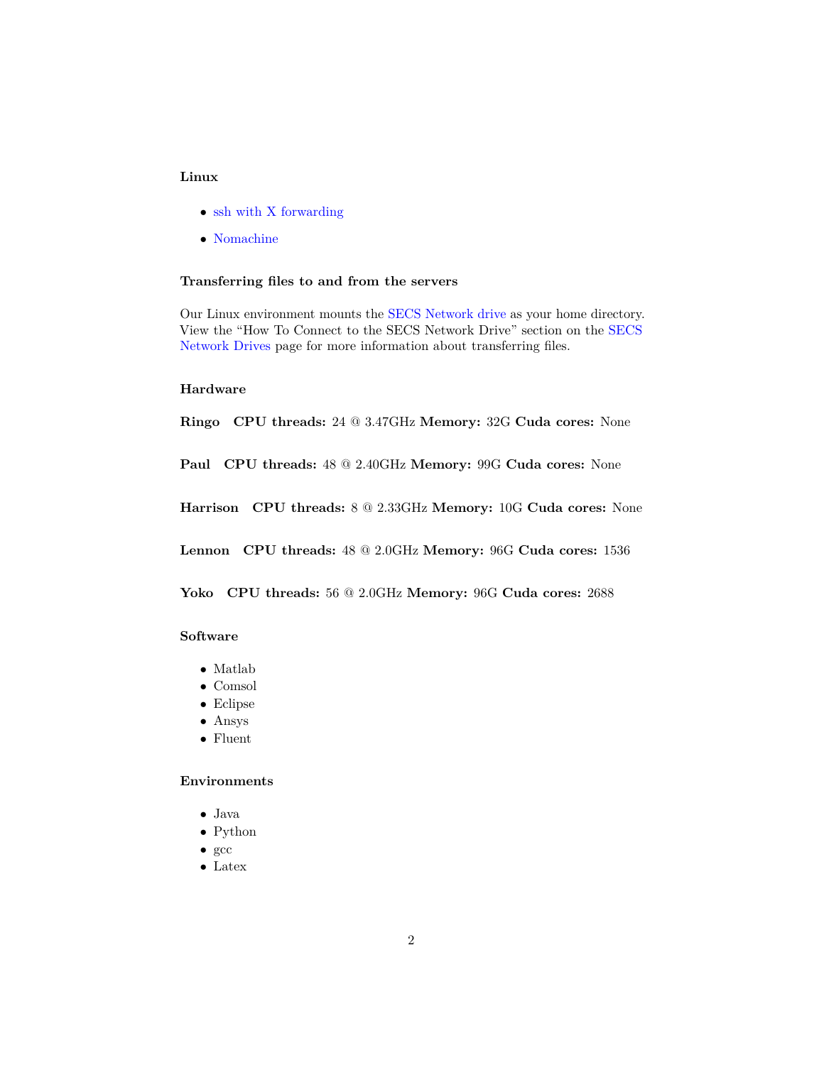### Linux

- ssh with X forwarding
- Nomachine

### Transferring files to and from the servers

Our Linux environment mounts the SECS Network drive as your home directory. View the "How To Connect to the SECS Network Drive" section on the SECS Network Drives page for more information about transferring files.

### Hardware

**Ringo** **CPU threads:** 24 @ 3.47GHz **Memory:** 32G **Cuda cores:** None

**Paul** **CPU threads:** 48 @ 2.40GHz **Memory:** 99G **Cuda cores:** None

**Harrison** **CPU threads:** 8 @ 2.33GHz **Memory:** 10G **Cuda cores:** None

**Lennon** **CPU threads:** 48 @ 2.0GHz **Memory:** 96G **Cuda cores:** 1536

**Yoko** **CPU threads:** 56 @ 2.0GHz **Memory:** 96G **Cuda cores:** 2688

### Software

- Matlab
- Comsol
- Eclipse
- Ansys
- Fluent

### Environments

- Java
- Python
- gcc
- Latex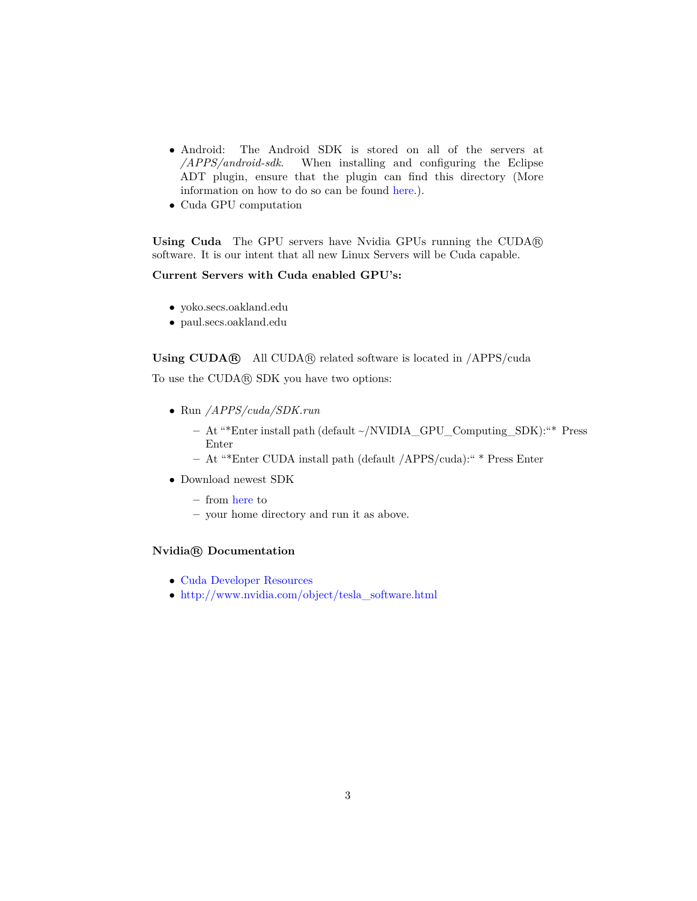- Android: The Android SDK is stored on all of the servers at */APPS/android-sdk*. When installing and configuring the Eclipse ADT plugin, ensure that the plugin can find this directory (More information on how to do so can be found here.).
- Cuda GPU computation

**Using Cuda** The GPU servers have Nvidia GPUs running the CUDA® software. It is our intent that all new Linux Servers will be Cuda capable.

**Current Servers with Cuda enabled GPU's:**

- yoko.secs.oakland.edu
- paul.secs.oakland.edu

**Using CUDA®** All CUDA® related software is located in /APPS/cuda

To use the CUDA® SDK you have two options:

- Run */APPS/cuda/SDK.run*
  - At "*Enter install path (default ~/NVIDIA_GPU_Computing_SDK):"* Press Enter
  - At "*Enter CUDA install path (default /APPS/cuda):" * Press Enter
- Download newest SDK
  - from here to
  - your home directory and run it as above.

**Nvidia® Documentation**

- Cuda Developer Resources
- http://www.nvidia.com/object/tesla_software.html